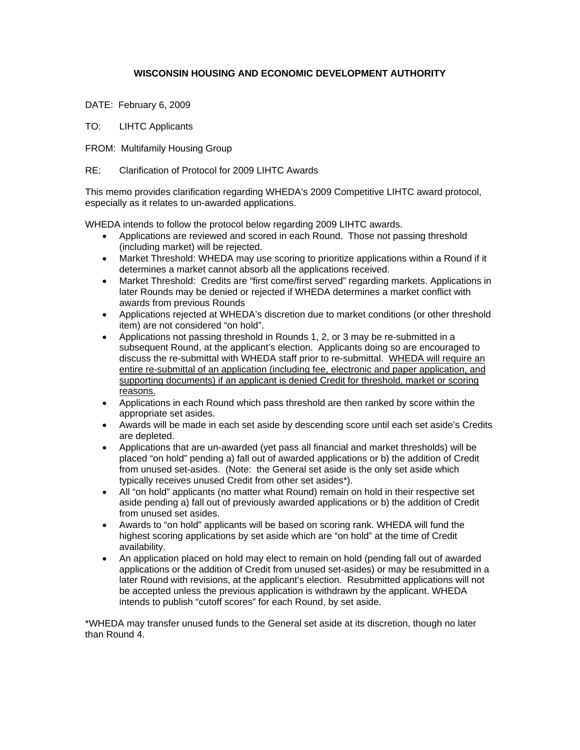# WISCONSIN HOUSING AND ECONOMIC DEVELOPMENT AUTHORITY

DATE: February 6, 2009

TO: LIHTC Applicants

FROM: Multifamily Housing Group

RE: Clarification of Protocol for 2009 LIHTC Awards

This memo provides clarification regarding WHEDA's 2009 Competitive LIHTC award protocol, especially as it relates to un-awarded applications.

WHEDA intends to follow the protocol below regarding 2009 LIHTC awards.

- Applications are reviewed and scored in each Round. Those not passing threshold (including market) will be rejected.
- Market Threshold: WHEDA may use scoring to prioritize applications within a Round if it determines a market cannot absorb all the applications received.
- Market Threshold: Credits are "first come/first served" regarding markets. Applications in later Rounds may be denied or rejected if WHEDA determines a market conflict with awards from previous Rounds
- Applications rejected at WHEDA's discretion due to market conditions (or other threshold item) are not considered "on hold".
- Applications not passing threshold in Rounds 1, 2, or 3 may be re-submitted in a subsequent Round, at the applicant's election. Applicants doing so are encouraged to discuss the re-submittal with WHEDA staff prior to re-submittal. <u>WHEDA will require an entire re-submittal of an application (including fee, electronic and paper application, and supporting documents) if an applicant is denied Credit for threshold, market or scoring reasons.</u>
- Applications in each Round which pass threshold are then ranked by score within the appropriate set asides.
- Awards will be made in each set aside by descending score until each set aside's Credits are depleted.
- Applications that are un-awarded (yet pass all financial and market thresholds) will be placed "on hold" pending a) fall out of awarded applications or b) the addition of Credit from unused set-asides. (Note: the General set aside is the only set aside which typically receives unused Credit from other set asides*).
- All "on hold" applicants (no matter what Round) remain on hold in their respective set aside pending a) fall out of previously awarded applications or b) the addition of Credit from unused set asides.
- Awards to "on hold" applicants will be based on scoring rank. WHEDA will fund the highest scoring applications by set aside which are "on hold" at the time of Credit availability.
- An application placed on hold may elect to remain on hold (pending fall out of awarded applications or the addition of Credit from unused set-asides) or may be resubmitted in a later Round with revisions, at the applicant's election. Resubmitted applications will not be accepted unless the previous application is withdrawn by the applicant. WHEDA intends to publish "cutoff scores" for each Round, by set aside.

*WHEDA may transfer unused funds to the General set aside at its discretion, though no later than Round 4.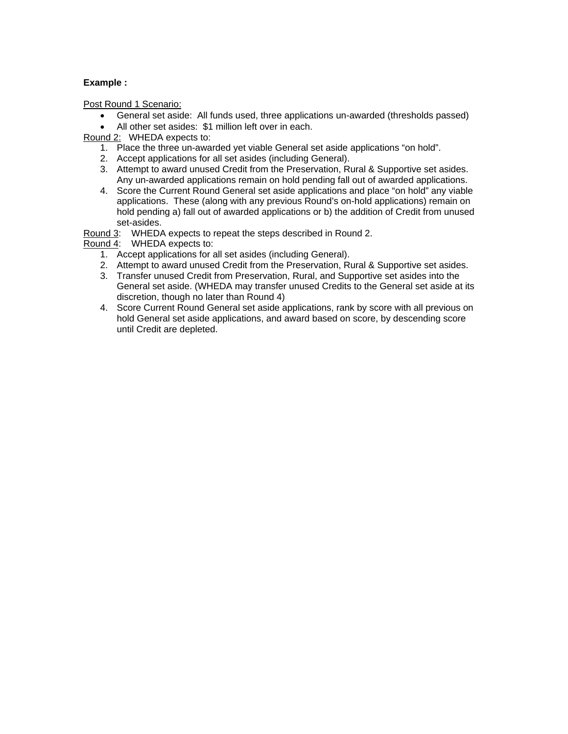**Example :**

Post Round 1 Scenario:

- General set aside: All funds used, three applications un-awarded (thresholds passed)
- All other set asides: $1 million left over in each.

Round 2: WHEDA expects to:

1. Place the three un-awarded yet viable General set aside applications “on hold”.
2. Accept applications for all set asides (including General).
3. Attempt to award unused Credit from the Preservation, Rural & Supportive set asides. Any un-awarded applications remain on hold pending fall out of awarded applications.
4. Score the Current Round General set aside applications and place “on hold” any viable applications. These (along with any previous Round’s on-hold applications) remain on hold pending a) fall out of awarded applications or b) the addition of Credit from unused set-asides.

Round 3: WHEDA expects to repeat the steps described in Round 2.

Round 4: WHEDA expects to:

1. Accept applications for all set asides (including General).
2. Attempt to award unused Credit from the Preservation, Rural & Supportive set asides.
3. Transfer unused Credit from Preservation, Rural, and Supportive set asides into the General set aside. (WHEDA may transfer unused Credits to the General set aside at its discretion, though no later than Round 4)
4. Score Current Round General set aside applications, rank by score with all previous on hold General set aside applications, and award based on score, by descending score until Credit are depleted.